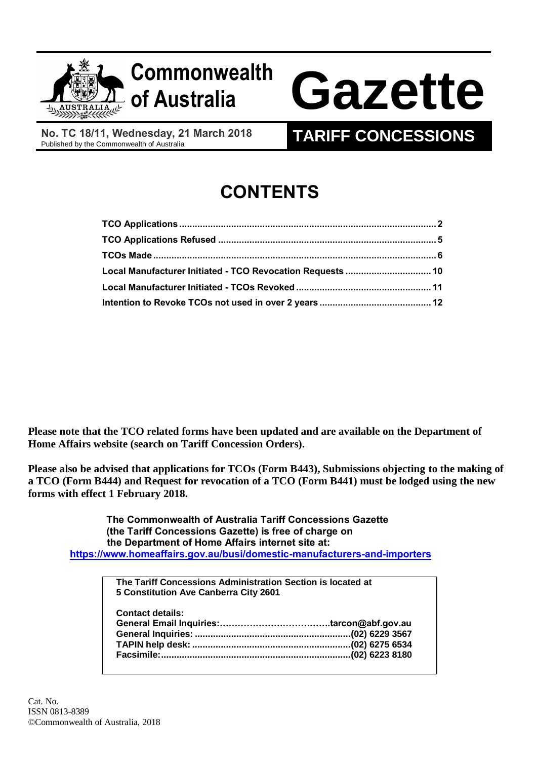# Commonwealth of Australia Gazette

**No. TC 18/11, Wednesday, 21 March 2018**
Published by the Commonwealth of Australia

## TARIFF CONCESSIONS

# CONTENTS

| | |
|---|---|
| **TCO Applications** | **2** |
| **TCO Applications Refused** | **5** |
| **TCOs Made** | **6** |
| **Local Manufacturer Initiated - TCO Revocation Requests** | **10** |
| **Local Manufacturer Initiated - TCOs Revoked** | **11** |
| **Intention to Revoke TCOs not used in over 2 years** | **12** |

**Please note that the TCO related forms have been updated and are available on the Department of Home Affairs website (search on Tariff Concession Orders).**

**Please also be advised that applications for TCOs (Form B443), Submissions objecting to the making of a TCO (Form B444) and Request for revocation of a TCO (Form B441) must be lodged using the new forms with effect 1 February 2018.**

**The Commonwealth of Australia Tariff Concessions Gazette (the Tariff Concessions Gazette) is free of charge on the Department of Home Affairs internet site at:**
**https://www.homeaffairs.gov.au/busi/domestic-manufacturers-and-importers**

**The Tariff Concessions Administration Section is located at 5 Constitution Ave Canberra City 2601**

**Contact details:**

| | |
|---|---|
| **General Email Inquiries:** | **tarcon@abf.gov.au** |
| **General Inquiries:** | **(02) 6229 3567** |
| **TAPIN help desk:** | **(02) 6275 6534** |
| **Facsimile:** | **(02) 6223 8180** |

Cat. No.
ISSN 0813-8389
©Commonwealth of Australia, 2018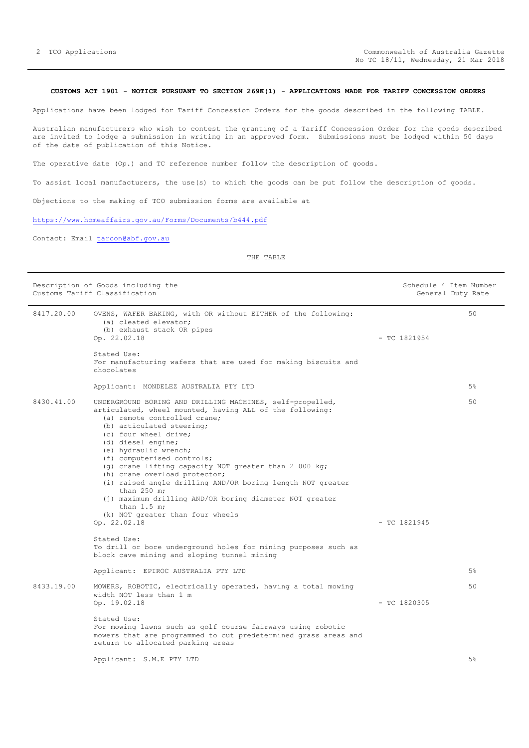**CUSTOMS ACT 1901 - NOTICE PURSUANT TO SECTION 269K(1) - APPLICATIONS MADE FOR TARIFF CONCESSION ORDERS**

Applications have been lodged for Tariff Concession Orders for the goods described in the following TABLE.

Australian manufacturers who wish to contest the granting of a Tariff Concession Order for the goods described are invited to lodge a submission in writing in an approved form. Submissions must be lodged within 50 days of the date of publication of this Notice.

The operative date (Op.) and TC reference number follow the description of goods.

To assist local manufacturers, the use(s) to which the goods can be put follow the description of goods.

Objections to the making of TCO submission forms are available at

https://www.homeaffairs.gov.au/Forms/Documents/b444.pdf

Contact: Email tarcon@abf.gov.au

THE TABLE

| Description of Goods including the Customs Tariff Classification | | | Schedule 4 Item Number General Duty Rate |
|---|---|---|---|
| 8417.20.00 | OVENS, WAFER BAKING, with OR without EITHER of the following:<br>(a) cleated elevator;<br>(b) exhaust stack OR pipes<br>Op. 22.02.18<br><br>Stated Use:<br>For manufacturing wafers that are used for making biscuits and chocolates<br><br>Applicant: MONDELEZ AUSTRALIA PTY LTD | - TC 1821954 | 50<br><br>5% |
| 8430.41.00 | UNDERGROUND BORING AND DRILLING MACHINES, self-propelled, articulated, wheel mounted, having ALL of the following:<br>(a) remote controlled crane;<br>(b) articulated steering;<br>(c) four wheel drive;<br>(d) diesel engine;<br>(e) hydraulic wrench;<br>(f) computerised controls;<br>(g) crane lifting capacity NOT greater than 2 000 kg;<br>(h) crane overload protector;<br>(i) raised angle drilling AND/OR boring length NOT greater than 250 m;<br>(j) maximum drilling AND/OR boring diameter NOT greater than 1.5 m;<br>(k) NOT greater than four wheels<br>Op. 22.02.18<br><br>Stated Use:<br>To drill or bore underground holes for mining purposes such as block cave mining and sloping tunnel mining<br><br>Applicant: EPIROC AUSTRALIA PTY LTD | - TC 1821945 | 50<br><br>5% |
| 8433.19.00 | MOWERS, ROBOTIC, electrically operated, having a total mowing width NOT less than 1 m<br>Op. 19.02.18<br><br>Stated Use:<br>For mowing lawns such as golf course fairways using robotic mowers that are programmed to cut predetermined grass areas and return to allocated parking areas<br><br>Applicant: S.M.E PTY LTD | - TC 1820305 | 50<br><br>5% |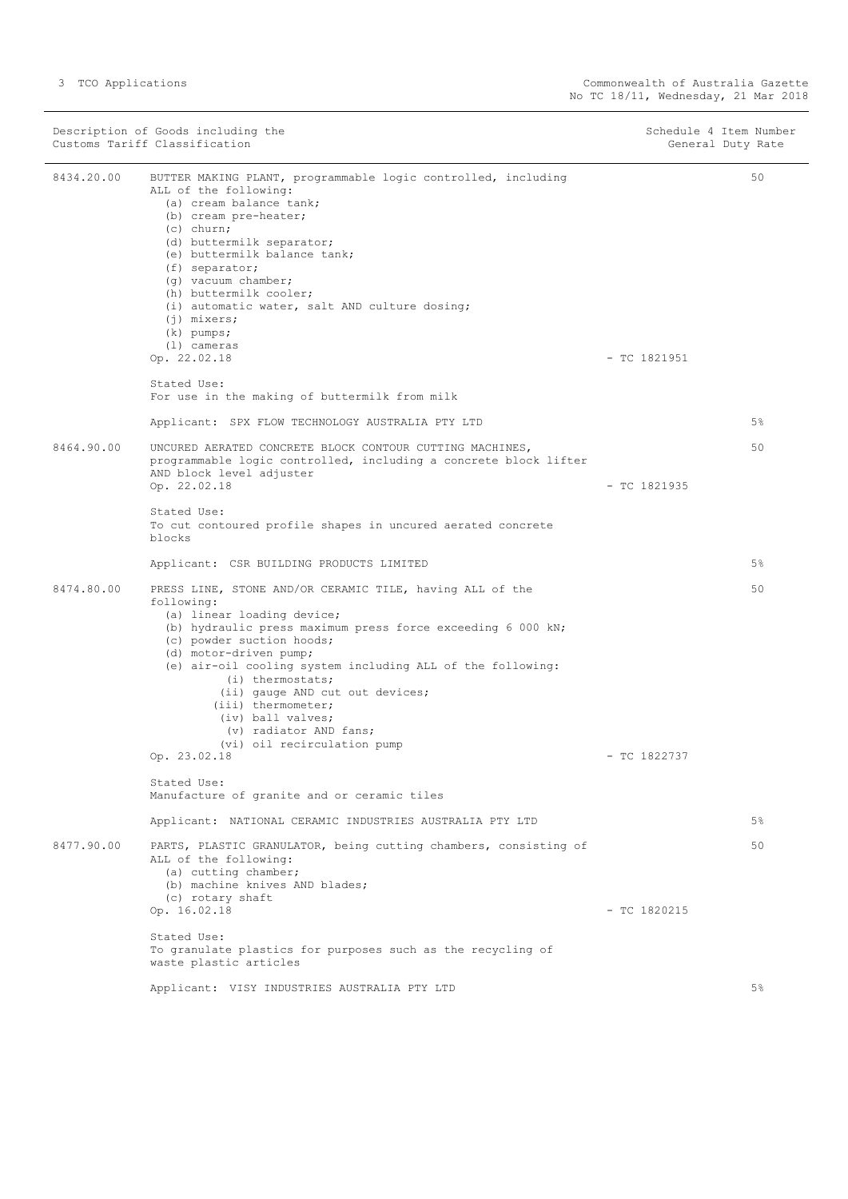| Description of Goods including the Customs Tariff Classification | | | Schedule 4 Item Number General Duty Rate |
|---|---|---|---|
| 8434.20.00 | BUTTER MAKING PLANT, programmable logic controlled, including ALL of the following:<br>(a) cream balance tank;<br>(b) cream pre-heater;<br>(c) churn;<br>(d) buttermilk separator;<br>(e) buttermilk balance tank;<br>(f) separator;<br>(g) vacuum chamber;<br>(h) buttermilk cooler;<br>(i) automatic water, salt AND culture dosing;<br>(j) mixers;<br>(k) pumps;<br>(l) cameras<br>Op. 22.02.18 | - TC 1821951 | 50 |
| | Stated Use:<br>For use in the making of buttermilk from milk | | |
| | Applicant: SPX FLOW TECHNOLOGY AUSTRALIA PTY LTD | | 5% |
| 8464.90.00 | UNCURED AERATED CONCRETE BLOCK CONTOUR CUTTING MACHINES, programmable logic controlled, including a concrete block lifter AND block level adjuster<br>Op. 22.02.18 | - TC 1821935 | 50 |
| | Stated Use:<br>To cut contoured profile shapes in uncured aerated concrete blocks | | |
| | Applicant: CSR BUILDING PRODUCTS LIMITED | | 5% |
| 8474.80.00 | PRESS LINE, STONE AND/OR CERAMIC TILE, having ALL of the following:<br>(a) linear loading device;<br>(b) hydraulic press maximum press force exceeding 6 000 kN;<br>(c) powder suction hoods;<br>(d) motor-driven pump;<br>(e) air-oil cooling system including ALL of the following:<br>(i) thermostats;<br>(ii) gauge AND cut out devices;<br>(iii) thermometer;<br>(iv) ball valves;<br>(v) radiator AND fans;<br>(vi) oil recirculation pump<br>Op. 23.02.18 | - TC 1822737 | 50 |
| | Stated Use:<br>Manufacture of granite and or ceramic tiles | | |
| | Applicant: NATIONAL CERAMIC INDUSTRIES AUSTRALIA PTY LTD | | 5% |
| 8477.90.00 | PARTS, PLASTIC GRANULATOR, being cutting chambers, consisting of ALL of the following:<br>(a) cutting chamber;<br>(b) machine knives AND blades;<br>(c) rotary shaft<br>Op. 16.02.18 | - TC 1820215 | 50 |
| | Stated Use:<br>To granulate plastics for purposes such as the recycling of waste plastic articles | | |
| | Applicant: VISY INDUSTRIES AUSTRALIA PTY LTD | | 5% |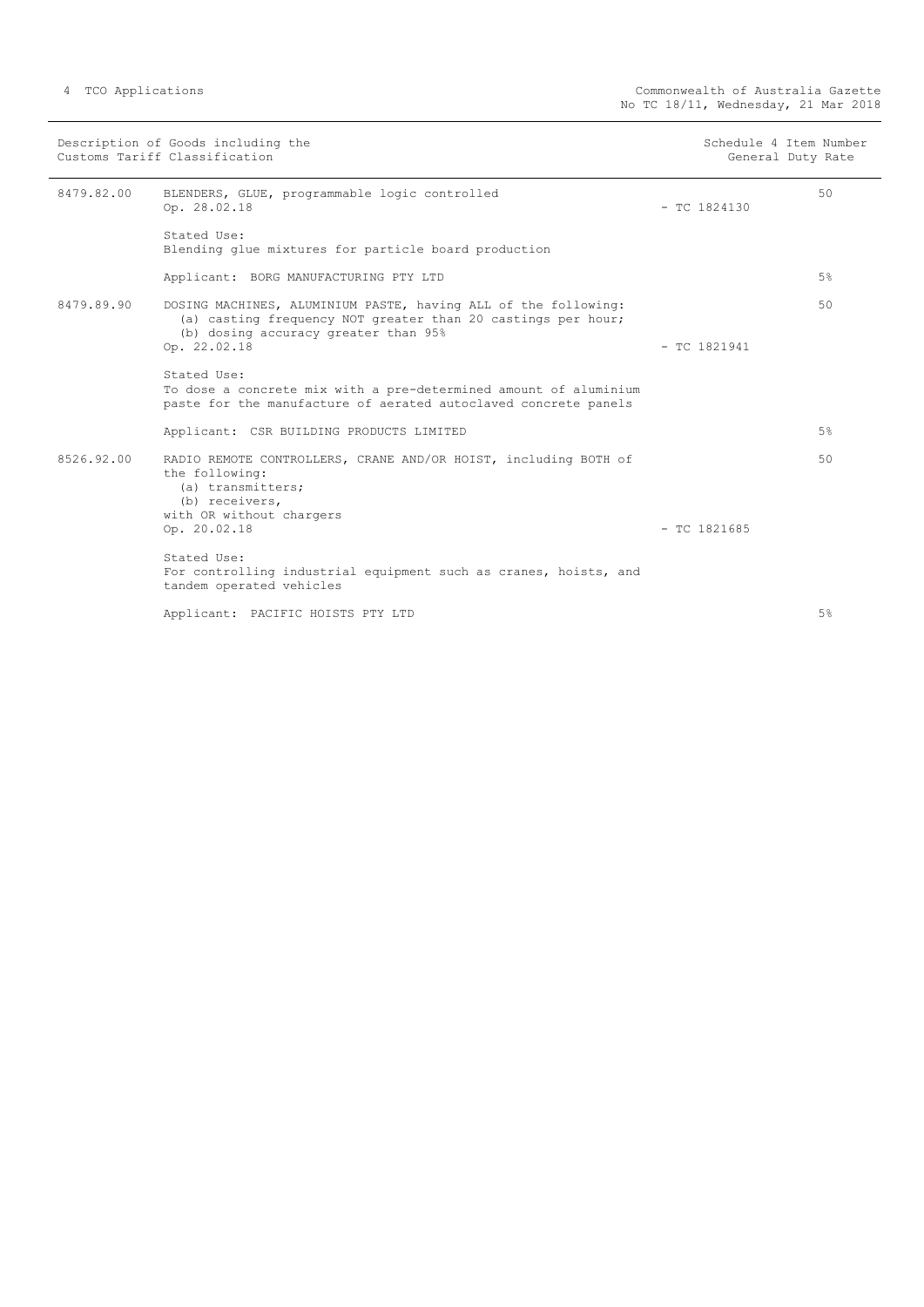| Description of Goods including the Customs Tariff Classification | | Schedule 4 Item Number | General Duty Rate |
|---|---|---|---|
| 8479.82.00 | BLENDERS, GLUE, programmable logic controlled<br>Op. 28.02.18<br><br>Stated Use:<br>Blending glue mixtures for particle board production<br><br>Applicant: BORG MANUFACTURING PTY LTD | - TC 1824130 | 50<br><br>5% |
| 8479.89.90 | DOSING MACHINES, ALUMINIUM PASTE, having ALL of the following:<br>(a) casting frequency NOT greater than 20 castings per hour;<br>(b) dosing accuracy greater than 95%<br>Op. 22.02.18<br><br>Stated Use:<br>To dose a concrete mix with a pre-determined amount of aluminium paste for the manufacture of aerated autoclaved concrete panels<br><br>Applicant: CSR BUILDING PRODUCTS LIMITED | - TC 1821941 | 50<br><br>5% |
| 8526.92.00 | RADIO REMOTE CONTROLLERS, CRANE AND/OR HOIST, including BOTH of the following:<br>(a) transmitters;<br>(b) receivers,<br>with OR without chargers<br>Op. 20.02.18<br><br>Stated Use:<br>For controlling industrial equipment such as cranes, hoists, and tandem operated vehicles<br><br>Applicant: PACIFIC HOISTS PTY LTD | - TC 1821685 | 50<br><br>5% |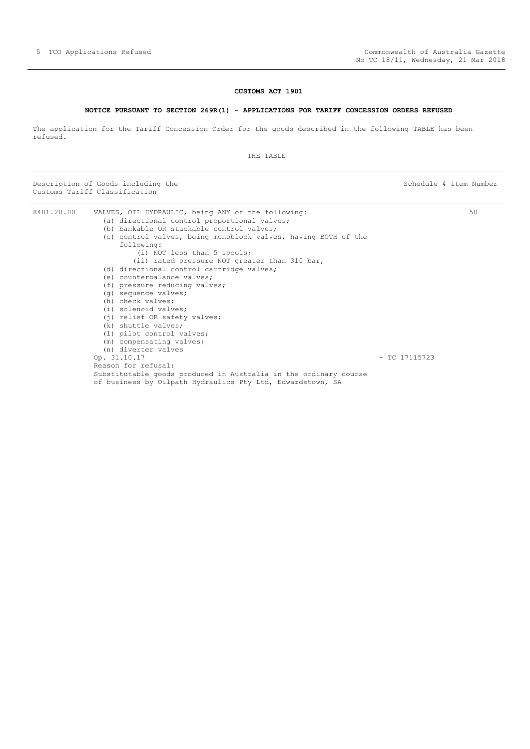## CUSTOMS ACT 1901

### NOTICE PURSUANT TO SECTION 269R(1) - APPLICATIONS FOR TARIFF CONCESSION ORDERS REFUSED

The application for the Tariff Concession Order for the goods described in the following TABLE has been refused.

THE TABLE

| Description of Goods including the Customs Tariff Classification | | | Schedule 4 Item Number |
|---|---|---|---|
| 8481.20.00 | VALVES, OIL HYDRAULIC, being ANY of the following:<br>(a) directional control proportional valves;<br>(b) bankable OR stackable control valves;<br>(c) control valves, being monoblock valves, having BOTH of the following:<br>(i) NOT less than 5 spools;<br>(ii) rated pressure NOT greater than 310 bar,<br>(d) directional control cartridge valves;<br>(e) counterbalance valves;<br>(f) pressure reducing valves;<br>(g) sequence valves;<br>(h) check valves;<br>(i) solenoid valves;<br>(j) relief OR safety valves;<br>(k) shuttle valves;<br>(l) pilot control valves;<br>(m) compensating valves;<br>(n) diverter valves<br>Op. 31.10.17<br>Reason for refusal:<br>Substitutable goods produced in Australia in the ordinary course of business by Oilpath Hydraulics Pty Ltd, Edwardstown, SA | - TC 17115723 | 50 |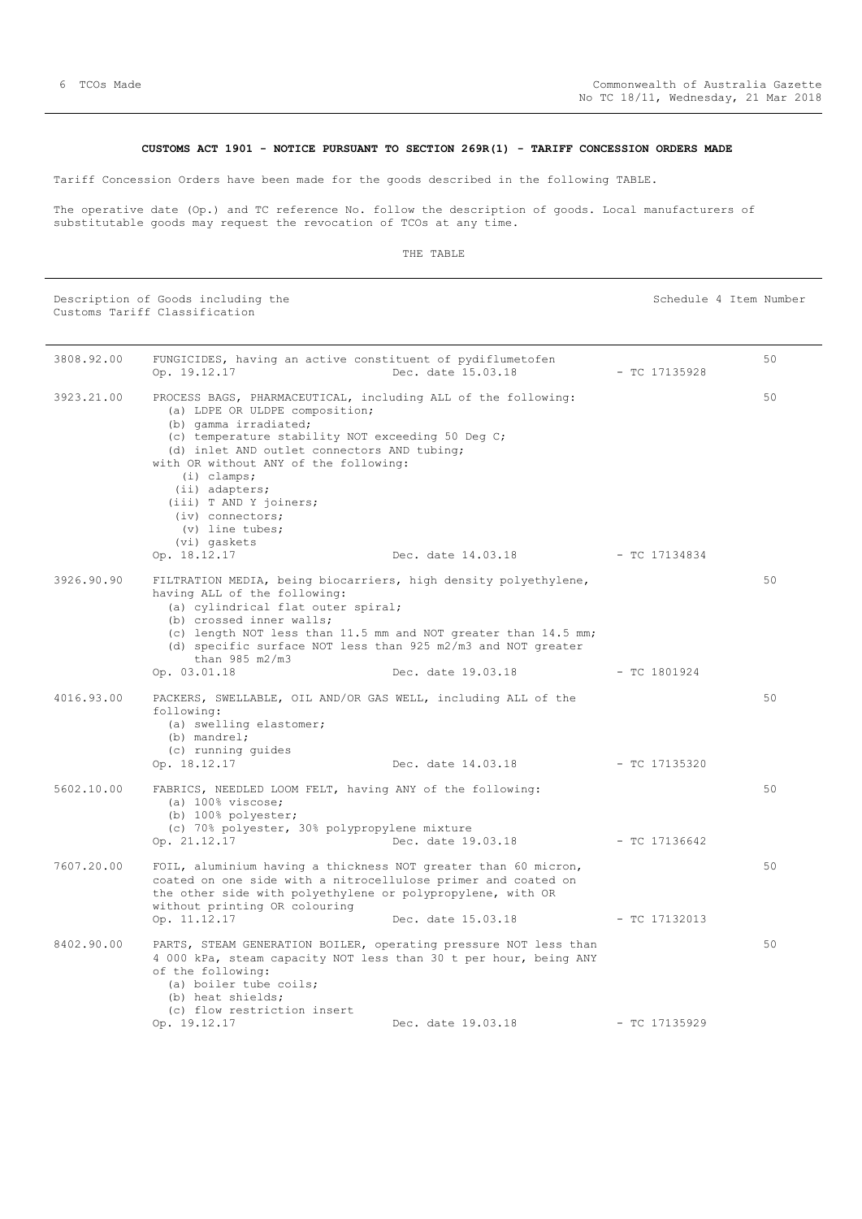**CUSTOMS ACT 1901 - NOTICE PURSUANT TO SECTION 269R(1) - TARIFF CONCESSION ORDERS MADE**

Tariff Concession Orders have been made for the goods described in the following TABLE.

The operative date (Op.) and TC reference No. follow the description of goods. Local manufacturers of substitutable goods may request the revocation of TCOs at any time.

THE TABLE

| | Description of Goods including the Customs Tariff Classification | | | Schedule 4 Item Number |
|---|---|---|---|---|
| 3808.92.00 | FUNGICIDES, having an active constituent of pydiflumetofen<br>Op. 19.12.17 | Dec. date 15.03.18 | - TC 17135928 | 50 |
| 3923.21.00 | PROCESS BAGS, PHARMACEUTICAL, including ALL of the following:<br>(a) LDPE OR ULDPE composition;<br>(b) gamma irradiated;<br>(c) temperature stability NOT exceeding 50 Deg C;<br>(d) inlet AND outlet connectors AND tubing;<br>with OR without ANY of the following:<br>(i) clamps;<br>(ii) adapters;<br>(iii) T AND Y joiners;<br>(iv) connectors;<br>(v) line tubes;<br>(vi) gaskets<br>Op. 18.12.17 | Dec. date 14.03.18 | - TC 17134834 | 50 |
| 3926.90.90 | FILTRATION MEDIA, being biocarriers, high density polyethylene, having ALL of the following:<br>(a) cylindrical flat outer spiral;<br>(b) crossed inner walls;<br>(c) length NOT less than 11.5 mm and NOT greater than 14.5 mm;<br>(d) specific surface NOT less than 925 m2/m3 and NOT greater than 985 m2/m3<br>Op. 03.01.18 | Dec. date 19.03.18 | - TC 1801924 | 50 |
| 4016.93.00 | PACKERS, SWELLABLE, OIL AND/OR GAS WELL, including ALL of the following:<br>(a) swelling elastomer;<br>(b) mandrel;<br>(c) running guides<br>Op. 18.12.17 | Dec. date 14.03.18 | - TC 17135320 | 50 |
| 5602.10.00 | FABRICS, NEEDLED LOOM FELT, having ANY of the following:<br>(a) 100% viscose;<br>(b) 100% polyester;<br>(c) 70% polyester, 30% polypropylene mixture<br>Op. 21.12.17 | Dec. date 19.03.18 | - TC 17136642 | 50 |
| 7607.20.00 | FOIL, aluminium having a thickness NOT greater than 60 micron, coated on one side with a nitrocellulose primer and coated on the other side with polyethylene or polypropylene, with OR without printing OR colouring<br>Op. 11.12.17 | Dec. date 15.03.18 | - TC 17132013 | 50 |
| 8402.90.00 | PARTS, STEAM GENERATION BOILER, operating pressure NOT less than 4 000 kPa, steam capacity NOT less than 30 t per hour, being ANY of the following:<br>(a) boiler tube coils;<br>(b) heat shields;<br>(c) flow restriction insert<br>Op. 19.12.17 | Dec. date 19.03.18 | - TC 17135929 | 50 |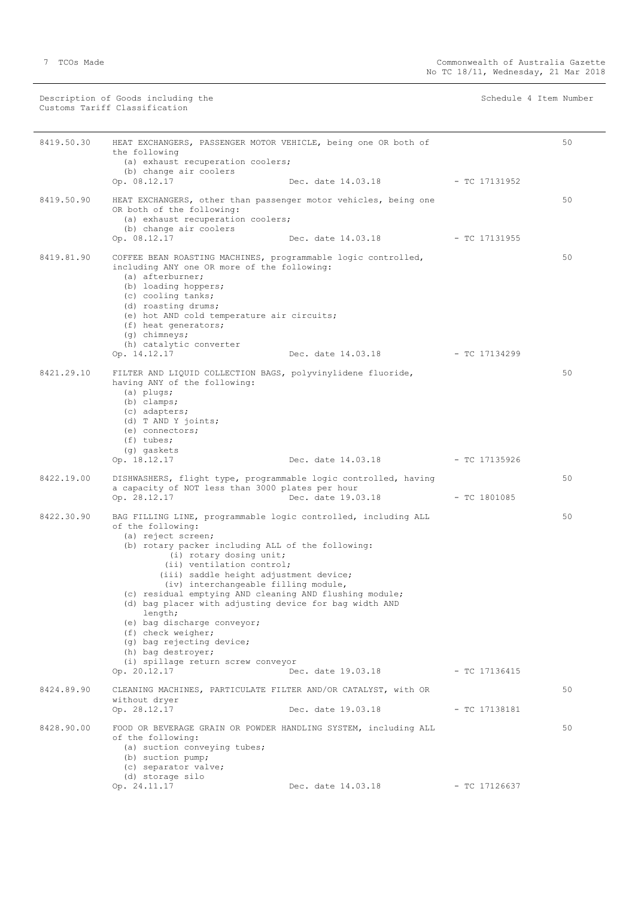| Description of Goods including the Customs Tariff Classification | | | | Schedule 4 Item Number |
|---|---|---|---|---|
| 8419.50.30 | HEAT EXCHANGERS, PASSENGER MOTOR VEHICLE, being one OR both of the following<br>(a) exhaust recuperation coolers;<br>(b) change air coolers<br>Op. 08.12.17 | Dec. date 14.03.18 | - TC 17131952 | 50 |
| 8419.50.90 | HEAT EXCHANGERS, other than passenger motor vehicles, being one OR both of the following:<br>(a) exhaust recuperation coolers;<br>(b) change air coolers<br>Op. 08.12.17 | Dec. date 14.03.18 | - TC 17131955 | 50 |
| 8419.81.90 | COFFEE BEAN ROASTING MACHINES, programmable logic controlled, including ANY one OR more of the following:<br>(a) afterburner;<br>(b) loading hoppers;<br>(c) cooling tanks;<br>(d) roasting drums;<br>(e) hot AND cold temperature air circuits;<br>(f) heat generators;<br>(g) chimneys;<br>(h) catalytic converter<br>Op. 14.12.17 | Dec. date 14.03.18 | - TC 17134299 | 50 |
| 8421.29.10 | FILTER AND LIQUID COLLECTION BAGS, polyvinylidene fluoride, having ANY of the following:<br>(a) plugs;<br>(b) clamps;<br>(c) adapters;<br>(d) T AND Y joints;<br>(e) connectors;<br>(f) tubes;<br>(g) gaskets<br>Op. 18.12.17 | Dec. date 14.03.18 | - TC 17135926 | 50 |
| 8422.19.00 | DISHWASHERS, flight type, programmable logic controlled, having a capacity of NOT less than 3000 plates per hour<br>Op. 28.12.17 | Dec. date 19.03.18 | - TC 1801085 | 50 |
| 8422.30.90 | BAG FILLING LINE, programmable logic controlled, including ALL of the following:<br>(a) reject screen;<br>(b) rotary packer including ALL of the following:<br>(i) rotary dosing unit;<br>(ii) ventilation control;<br>(iii) saddle height adjustment device;<br>(iv) interchangeable filling module,<br>(c) residual emptying AND cleaning AND flushing module;<br>(d) bag placer with adjusting device for bag width AND length;<br>(e) bag discharge conveyor;<br>(f) check weigher;<br>(g) bag rejecting device;<br>(h) bag destroyer;<br>(i) spillage return screw conveyor<br>Op. 20.12.17 | Dec. date 19.03.18 | - TC 17136415 | 50 |
| 8424.89.90 | CLEANING MACHINES, PARTICULATE FILTER AND/OR CATALYST, with OR without dryer<br>Op. 28.12.17 | Dec. date 19.03.18 | - TC 17138181 | 50 |
| 8428.90.00 | FOOD OR BEVERAGE GRAIN OR POWDER HANDLING SYSTEM, including ALL of the following:<br>(a) suction conveying tubes;<br>(b) suction pump;<br>(c) separator valve;<br>(d) storage silo<br>Op. 24.11.17 | Dec. date 14.03.18 | - TC 17126637 | 50 |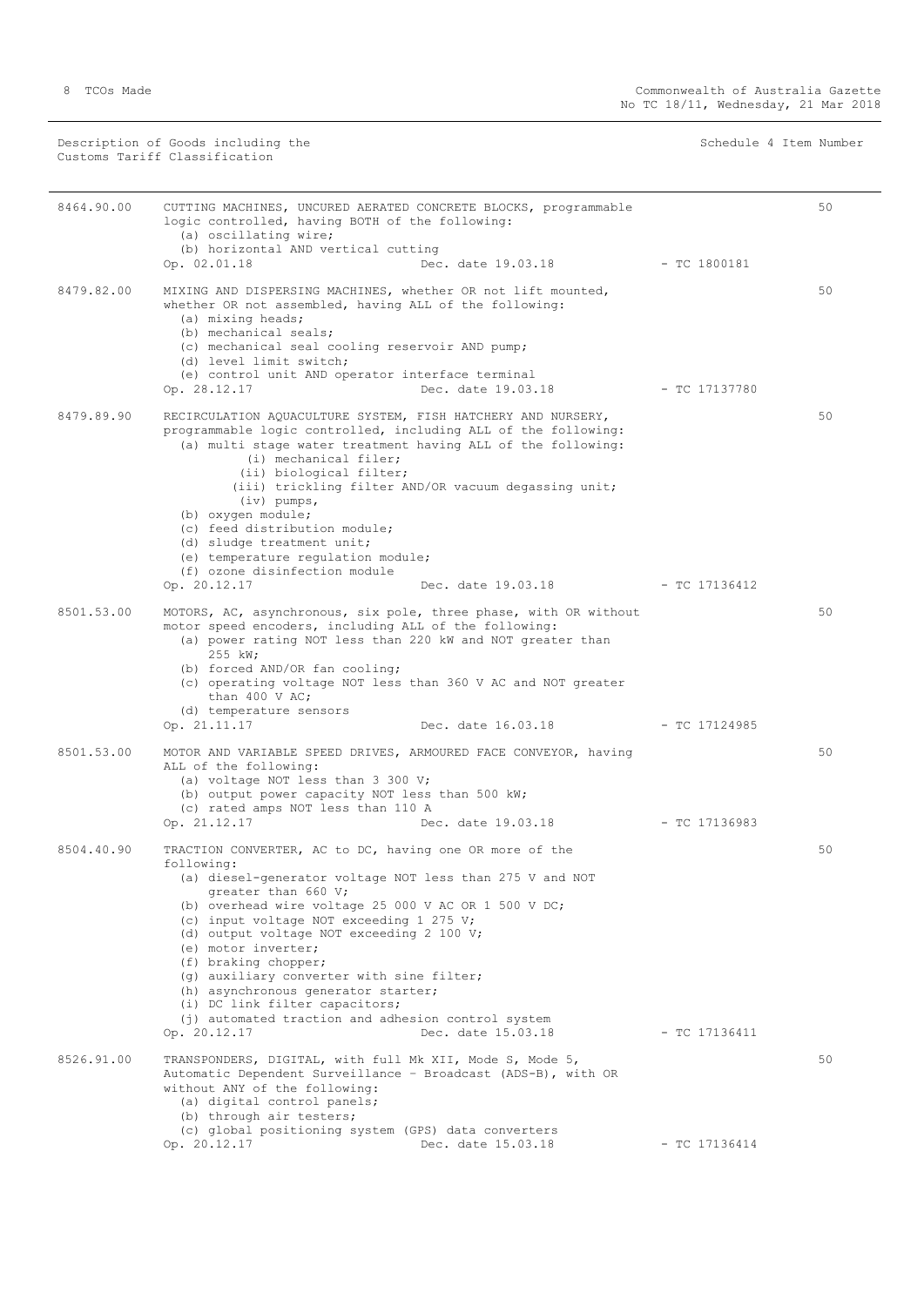| Description of Goods including the Customs Tariff Classification | | Schedule 4 Item Number |
|---|---|---|
| 8464.90.00 | CUTTING MACHINES, UNCURED AERATED CONCRETE BLOCKS, programmable logic controlled, having BOTH of the following:<br>(a) oscillating wire;<br>(b) horizontal AND vertical cutting<br>Op. 02.01.18 Dec. date 19.03.18 - TC 1800181 | 50 |
| 8479.82.00 | MIXING AND DISPERSING MACHINES, whether OR not lift mounted, whether OR not assembled, having ALL of the following:<br>(a) mixing heads;<br>(b) mechanical seals;<br>(c) mechanical seal cooling reservoir AND pump;<br>(d) level limit switch;<br>(e) control unit AND operator interface terminal<br>Op. 28.12.17 Dec. date 19.03.18 - TC 17137780 | 50 |
| 8479.89.90 | RECIRCULATION AQUACULTURE SYSTEM, FISH HATCHERY AND NURSERY, programmable logic controlled, including ALL of the following:<br>(a) multi stage water treatment having ALL of the following:<br>(i) mechanical filer;<br>(ii) biological filter;<br>(iii) trickling filter AND/OR vacuum degassing unit;<br>(iv) pumps,<br>(b) oxygen module;<br>(c) feed distribution module;<br>(d) sludge treatment unit;<br>(e) temperature regulation module;<br>(f) ozone disinfection module<br>Op. 20.12.17 Dec. date 19.03.18 - TC 17136412 | 50 |
| 8501.53.00 | MOTORS, AC, asynchronous, six pole, three phase, with OR without motor speed encoders, including ALL of the following:<br>(a) power rating NOT less than 220 kW and NOT greater than 255 kW;<br>(b) forced AND/OR fan cooling;<br>(c) operating voltage NOT less than 360 V AC and NOT greater than 400 V AC;<br>(d) temperature sensors<br>Op. 21.11.17 Dec. date 16.03.18 - TC 17124985 | 50 |
| 8501.53.00 | MOTOR AND VARIABLE SPEED DRIVES, ARMOURED FACE CONVEYOR, having ALL of the following:<br>(a) voltage NOT less than 3 300 V;<br>(b) output power capacity NOT less than 500 kW;<br>(c) rated amps NOT less than 110 A<br>Op. 21.12.17 Dec. date 19.03.18 - TC 17136983 | 50 |
| 8504.40.90 | TRACTION CONVERTER, AC to DC, having one OR more of the following:<br>(a) diesel-generator voltage NOT less than 275 V and NOT greater than 660 V;<br>(b) overhead wire voltage 25 000 V AC OR 1 500 V DC;<br>(c) input voltage NOT exceeding 1 275 V;<br>(d) output voltage NOT exceeding 2 100 V;<br>(e) motor inverter;<br>(f) braking chopper;<br>(g) auxiliary converter with sine filter;<br>(h) asynchronous generator starter;<br>(i) DC link filter capacitors;<br>(j) automated traction and adhesion control system<br>Op. 20.12.17 Dec. date 15.03.18 - TC 17136411 | 50 |
| 8526.91.00 | TRANSPONDERS, DIGITAL, with full Mk XII, Mode S, Mode 5, Automatic Dependent Surveillance - Broadcast (ADS-B), with OR without ANY of the following:<br>(a) digital control panels;<br>(b) through air testers;<br>(c) global positioning system (GPS) data converters<br>Op. 20.12.17 Dec. date 15.03.18 - TC 17136414 | 50 |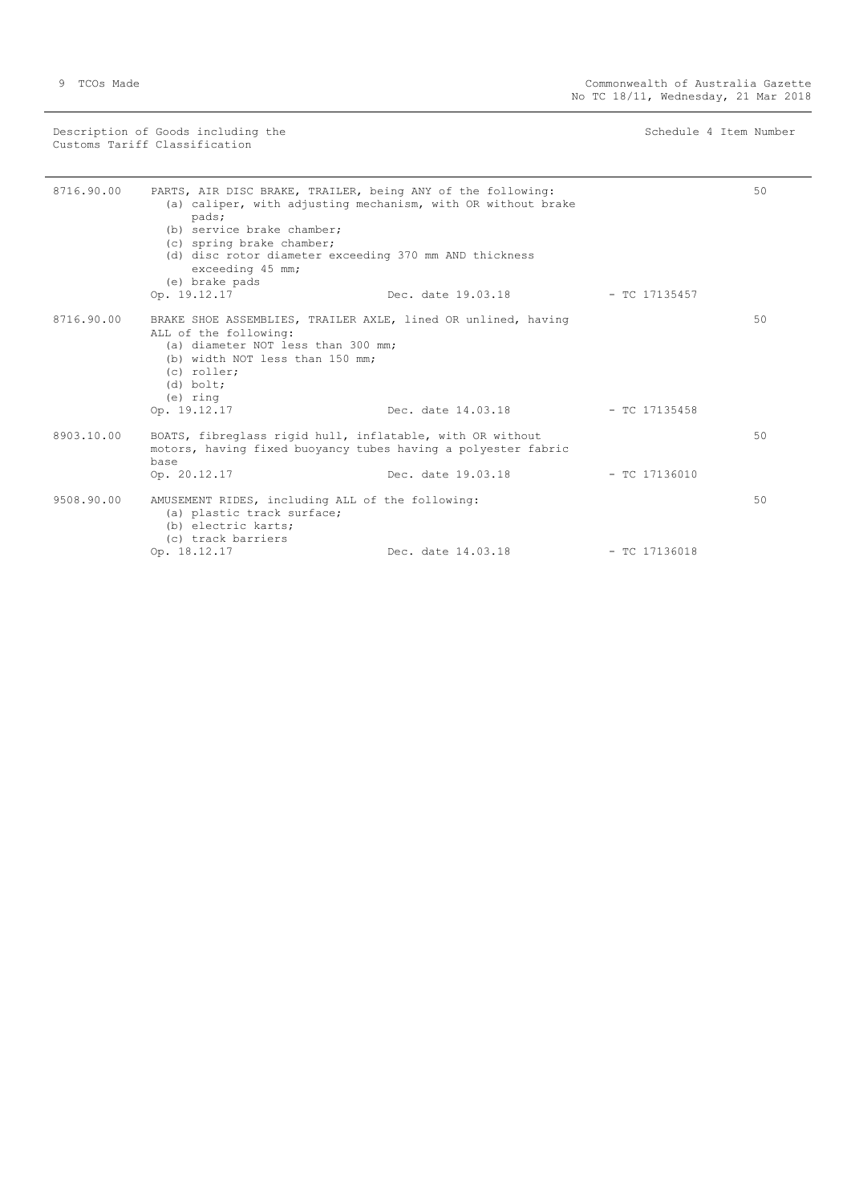| Description of Goods including the Customs Tariff Classification | | | | Schedule 4 Item Number |
|---|---|---|---|---|
| 8716.90.00 | PARTS, AIR DISC BRAKE, TRAILER, being ANY of the following:<br>(a) caliper, with adjusting mechanism, with OR without brake pads;<br>(b) service brake chamber;<br>(c) spring brake chamber;<br>(d) disc rotor diameter exceeding 370 mm AND thickness exceeding 45 mm;<br>(e) brake pads<br>Op. 19.12.17 | Dec. date 19.03.18 | - TC 17135457 | 50 |
| 8716.90.00 | BRAKE SHOE ASSEMBLIES, TRAILER AXLE, lined OR unlined, having ALL of the following:<br>(a) diameter NOT less than 300 mm;<br>(b) width NOT less than 150 mm;<br>(c) roller;<br>(d) bolt;<br>(e) ring<br>Op. 19.12.17 | Dec. date 14.03.18 | - TC 17135458 | 50 |
| 8903.10.00 | BOATS, fibreglass rigid hull, inflatable, with OR without motors, having fixed buoyancy tubes having a polyester fabric base<br>Op. 20.12.17 | Dec. date 19.03.18 | - TC 17136010 | 50 |
| 9508.90.00 | AMUSEMENT RIDES, including ALL of the following:<br>(a) plastic track surface;<br>(b) electric karts;<br>(c) track barriers<br>Op. 18.12.17 | Dec. date 14.03.18 | - TC 17136018 | 50 |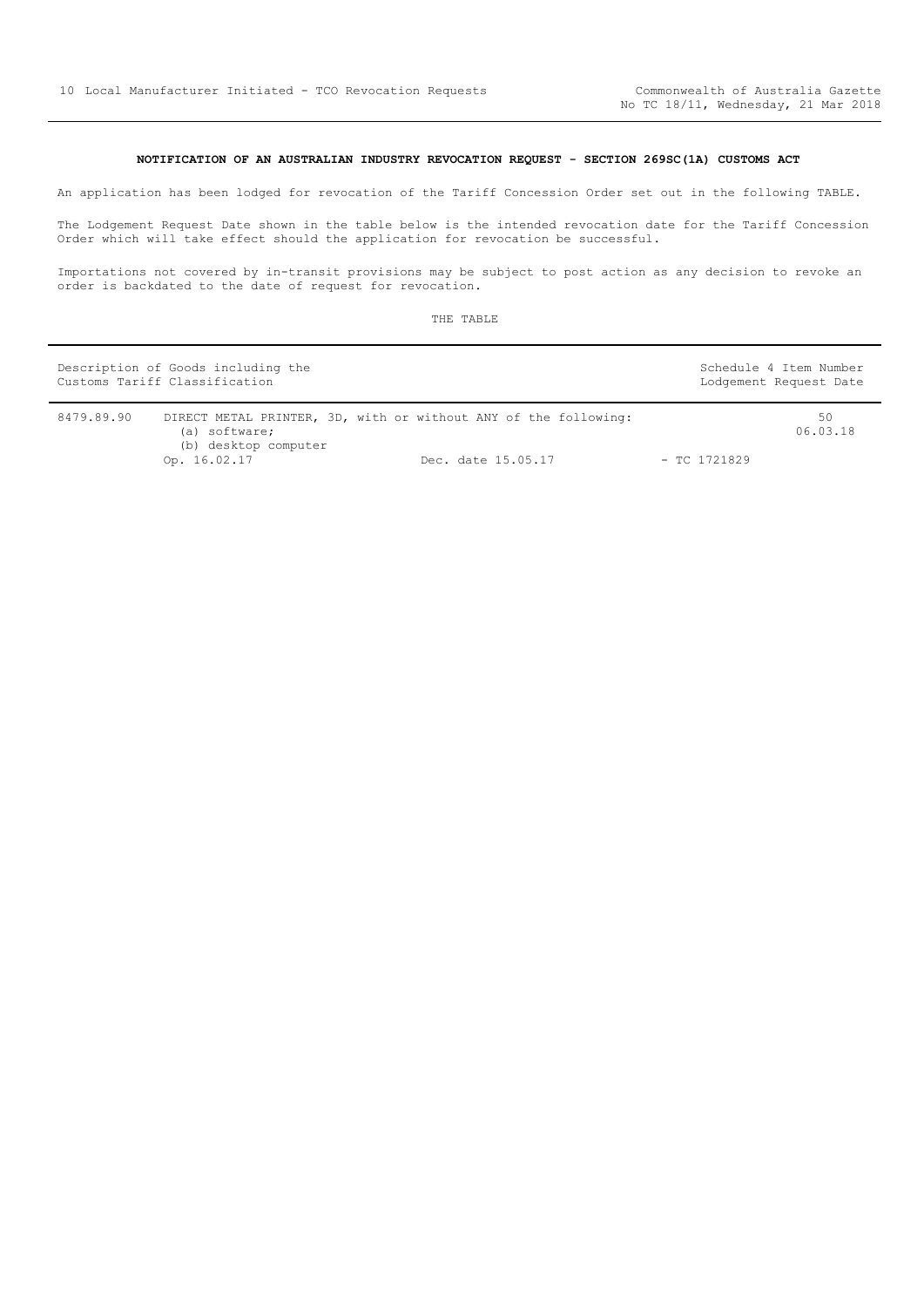### NOTIFICATION OF AN AUSTRALIAN INDUSTRY REVOCATION REQUEST - SECTION 269SC(1A) CUSTOMS ACT

An application has been lodged for revocation of the Tariff Concession Order set out in the following TABLE.

The Lodgement Request Date shown in the table below is the intended revocation date for the Tariff Concession Order which will take effect should the application for revocation be successful.

Importations not covered by in-transit provisions may be subject to post action as any decision to revoke an order is backdated to the date of request for revocation.

THE TABLE

| Description of Goods including the Customs Tariff Classification | | Schedule 4 Item Number Lodgement Request Date |
|---|---|---|
| 8479.89.90 | DIRECT METAL PRINTER, 3D, with or without ANY of the following:<br>(a) software;<br>(b) desktop computer<br>Op. 16.02.17 Dec. date 15.05.17 - TC 1721829 | 50<br>06.03.18 |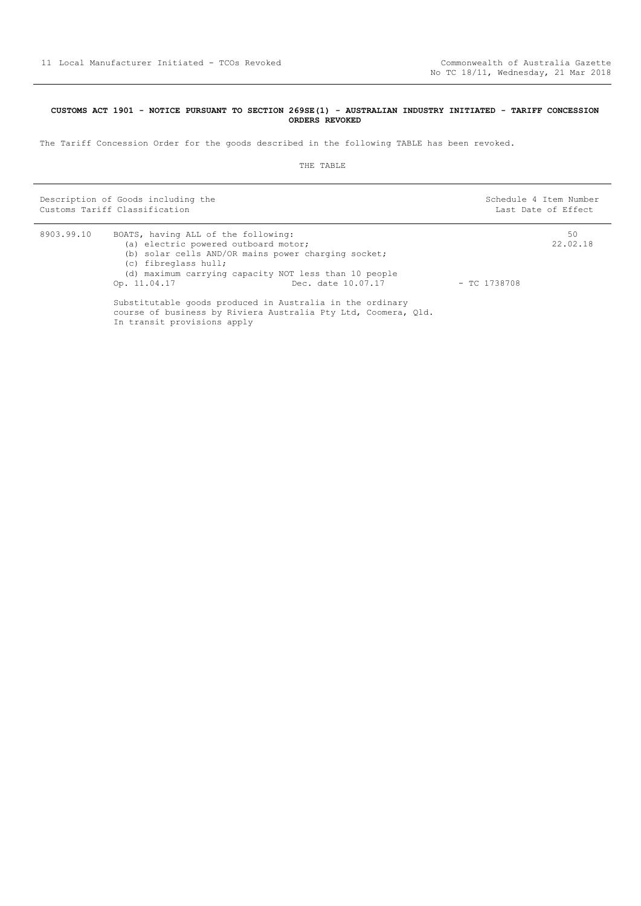**CUSTOMS ACT 1901 - NOTICE PURSUANT TO SECTION 269SE(1) - AUSTRALIAN INDUSTRY INITIATED - TARIFF CONCESSION ORDERS REVOKED**

The Tariff Concession Order for the goods described in the following TABLE has been revoked.

THE TABLE

| Description of Goods including the Customs Tariff Classification | | | Schedule 4 Item Number Last Date of Effect |
|---|---|---|---|
| 8903.99.10 | BOATS, having ALL of the following:<br>(a) electric powered outboard motor;<br>(b) solar cells AND/OR mains power charging socket;<br>(c) fibreglass hull;<br>(d) maximum carrying capacity NOT less than 10 people<br>Op. 11.04.17 Dec. date 10.07.17<br><br>Substitutable goods produced in Australia in the ordinary course of business by Riviera Australia Pty Ltd, Coomera, Qld.<br>In transit provisions apply | - TC 1738708 | 50<br>22.02.18 |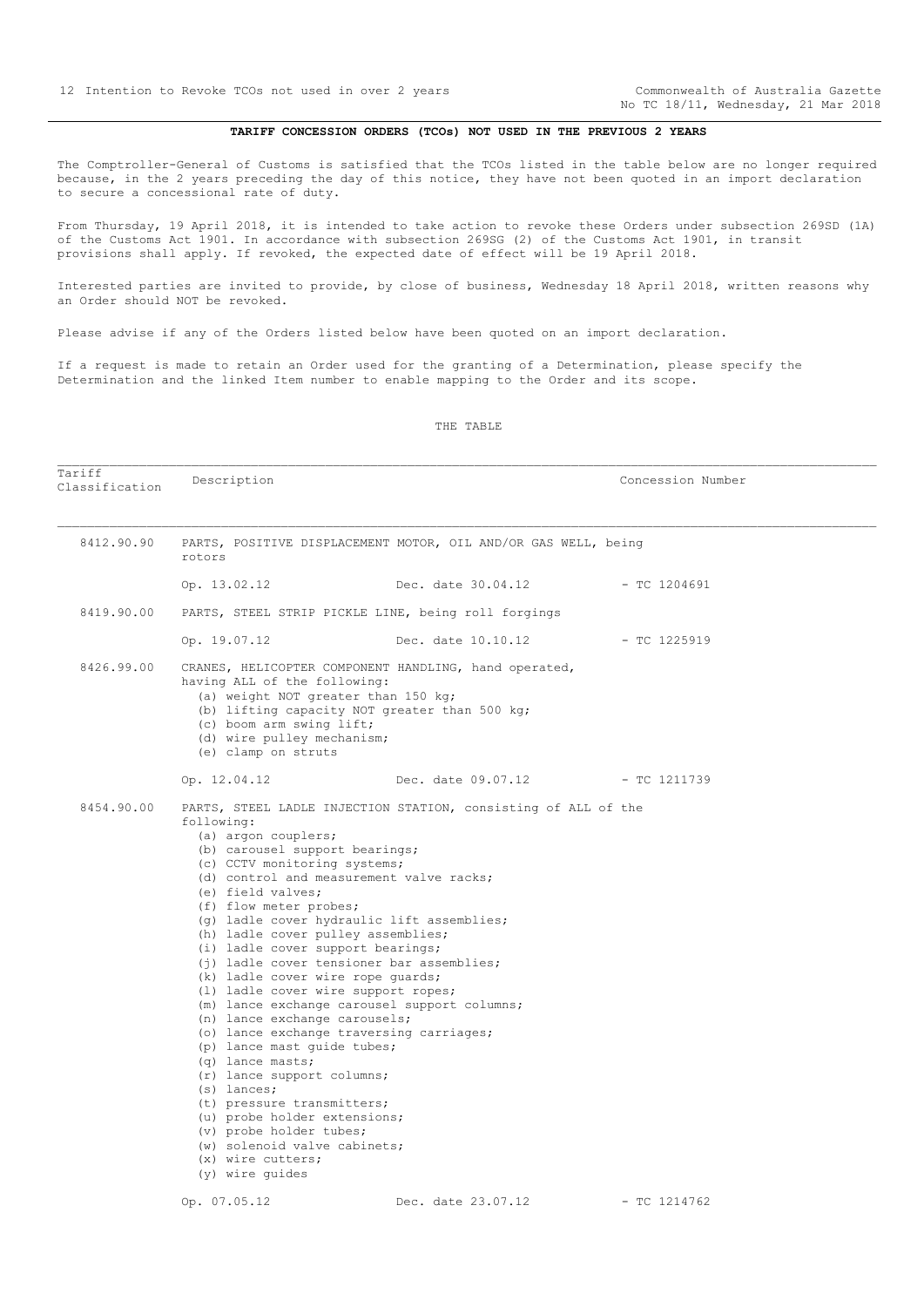## TARIFF CONCESSION ORDERS (TCOs) NOT USED IN THE PREVIOUS 2 YEARS

The Comptroller-General of Customs is satisfied that the TCOs listed in the table below are no longer required because, in the 2 years preceding the day of this notice, they have not been quoted in an import declaration to secure a concessional rate of duty.

From Thursday, 19 April 2018, it is intended to take action to revoke these Orders under subsection 269SD (1A) of the Customs Act 1901. In accordance with subsection 269SG (2) of the Customs Act 1901, in transit provisions shall apply. If revoked, the expected date of effect will be 19 April 2018.

Interested parties are invited to provide, by close of business, Wednesday 18 April 2018, written reasons why an Order should NOT be revoked.

Please advise if any of the Orders listed below have been quoted on an import declaration.

If a request is made to retain an Order used for the granting of a Determination, please specify the Determination and the linked Item number to enable mapping to the Order and its scope.

THE TABLE

| Tariff Classification | Description | Concession Number |
|---|---|---|
| 8412.90.90 | PARTS, POSITIVE DISPLACEMENT MOTOR, OIL AND/OR GAS WELL, being rotors<br>Op. 13.02.12 Dec. date 30.04.12 | - TC 1204691 |
| 8419.90.00 | PARTS, STEEL STRIP PICKLE LINE, being roll forgings<br>Op. 19.07.12 Dec. date 10.10.12 | - TC 1225919 |
| 8426.99.00 | CRANES, HELICOPTER COMPONENT HANDLING, hand operated, having ALL of the following:<br>(a) weight NOT greater than 150 kg;<br>(b) lifting capacity NOT greater than 500 kg;<br>(c) boom arm swing lift;<br>(d) wire pulley mechanism;<br>(e) clamp on struts<br>Op. 12.04.12 Dec. date 09.07.12 | - TC 1211739 |
| 8454.90.00 | PARTS, STEEL LADLE INJECTION STATION, consisting of ALL of the following:<br>(a) argon couplers;<br>(b) carousel support bearings;<br>(c) CCTV monitoring systems;<br>(d) control and measurement valve racks;<br>(e) field valves;<br>(f) flow meter probes;<br>(g) ladle cover hydraulic lift assemblies;<br>(h) ladle cover pulley assemblies;<br>(i) ladle cover support bearings;<br>(j) ladle cover tensioner bar assemblies;<br>(k) ladle cover wire rope guards;<br>(l) ladle cover wire support ropes;<br>(m) lance exchange carousel support columns;<br>(n) lance exchange carousels;<br>(o) lance exchange traversing carriages;<br>(p) lance mast guide tubes;<br>(q) lance masts;<br>(r) lance support columns;<br>(s) lances;<br>(t) pressure transmitters;<br>(u) probe holder extensions;<br>(v) probe holder tubes;<br>(w) solenoid valve cabinets;<br>(x) wire cutters;<br>(y) wire guides<br>Op. 07.05.12 Dec. date 23.07.12 | - TC 1214762 |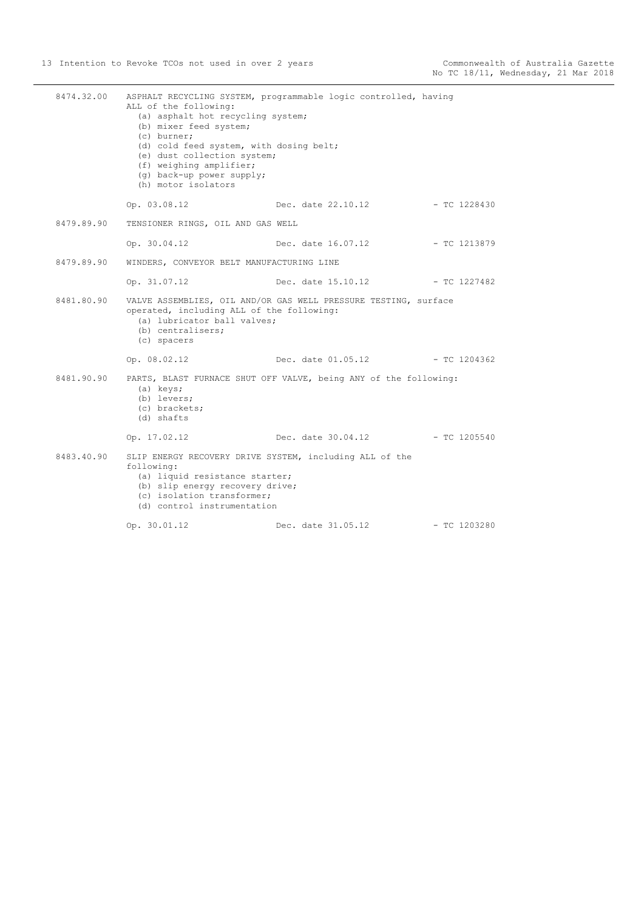8474.32.00 ASPHALT RECYCLING SYSTEM, programmable logic controlled, having ALL of the following:
(a) asphalt hot recycling system;
(b) mixer feed system;
(c) burner;
(d) cold feed system, with dosing belt;
(e) dust collection system;
(f) weighing amplifier;
(g) back-up power supply;
(h) motor isolators

Op. 03.08.12 Dec. date 22.10.12 - TC 1228430

8479.89.90 TENSIONER RINGS, OIL AND GAS WELL

Op. 30.04.12 Dec. date 16.07.12 - TC 1213879

8479.89.90 WINDERS, CONVEYOR BELT MANUFACTURING LINE

Op. 31.07.12 Dec. date 15.10.12 - TC 1227482

8481.80.90 VALVE ASSEMBLIES, OIL AND/OR GAS WELL PRESSURE TESTING, surface operated, including ALL of the following:
(a) lubricator ball valves;
(b) centralisers;
(c) spacers

Op. 08.02.12 Dec. date 01.05.12 - TC 1204362

8481.90.90 PARTS, BLAST FURNACE SHUT OFF VALVE, being ANY of the following:
(a) keys;
(b) levers;
(c) brackets;
(d) shafts

Op. 17.02.12 Dec. date 30.04.12 - TC 1205540

8483.40.90 SLIP ENERGY RECOVERY DRIVE SYSTEM, including ALL of the following:
(a) liquid resistance starter;
(b) slip energy recovery drive;
(c) isolation transformer;
(d) control instrumentation

Op. 30.01.12 Dec. date 31.05.12 - TC 1203280